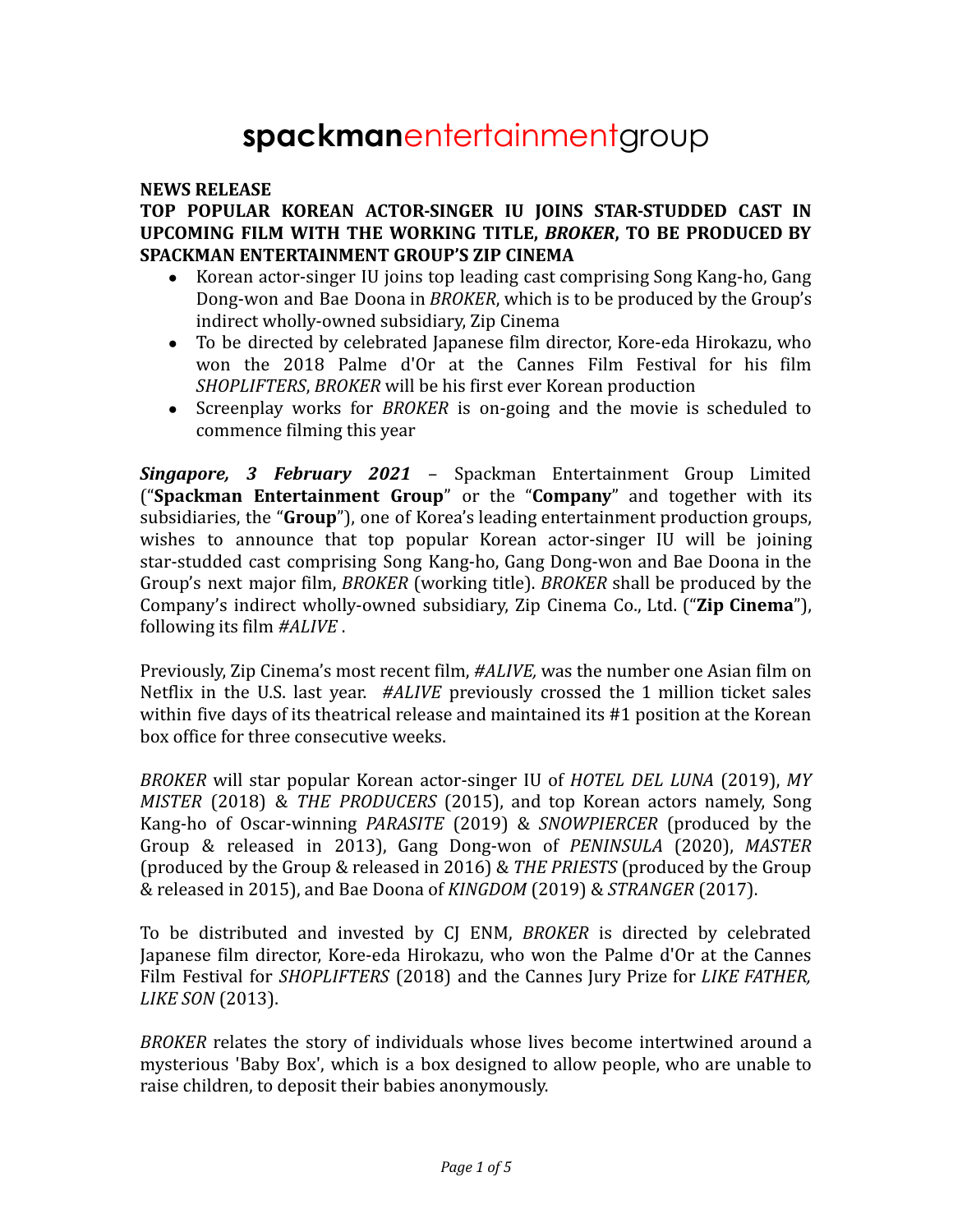# spackmanentertainmentgroup

**NEWS RELEASE**

**TOP POPULAR KOREAN ACTOR-SINGER IU JOINS STAR-STUDDED CAST IN UPCOMING FILM WITH THE WORKING TITLE, *BROKER*, TO BE PRODUCED BY SPACKMAN ENTERTAINMENT GROUP'S ZIP CINEMA**

- Korean actor-singer IU joins top leading cast comprising Song Kang-ho, Gang Dong-won and Bae Doona in *BROKER*, which is to be produced by the Group's indirect wholly-owned subsidiary, Zip Cinema
- To be directed by celebrated Japanese film director, Kore-eda Hirokazu, who won the 2018 Palme d'Or at the Cannes Film Festival for his film *SHOPLIFTERS*, *BROKER* will be his first ever Korean production
- Screenplay works for *BROKER* is on-going and the movie is scheduled to commence filming this year

***Singapore, 3 February 2021*** – Spackman Entertainment Group Limited ("**Spackman Entertainment Group**" or the "**Company**" and together with its subsidiaries, the "**Group**"), one of Korea's leading entertainment production groups, wishes to announce that top popular Korean actor-singer IU will be joining star-studded cast comprising Song Kang-ho, Gang Dong-won and Bae Doona in the Group's next major film, *BROKER* (working title). *BROKER* shall be produced by the Company's indirect wholly-owned subsidiary, Zip Cinema Co., Ltd. ("**Zip Cinema**"), following its film *#ALIVE* .

Previously, Zip Cinema's most recent film, *#ALIVE,* was the number one Asian film on Netflix in the U.S. last year. *#ALIVE* previously crossed the 1 million ticket sales within five days of its theatrical release and maintained its #1 position at the Korean box office for three consecutive weeks.

*BROKER* will star popular Korean actor-singer IU of *HOTEL DEL LUNA* (2019), *MY MISTER* (2018) & *THE PRODUCERS* (2015), and top Korean actors namely, Song Kang-ho of Oscar-winning *PARASITE* (2019) & *SNOWPIERCER* (produced by the Group & released in 2013), Gang Dong-won of *PENINSULA* (2020), *MASTER* (produced by the Group & released in 2016) & *THE PRIESTS* (produced by the Group & released in 2015), and Bae Doona of *KINGDOM* (2019) & *STRANGER* (2017).

To be distributed and invested by CJ ENM, *BROKER* is directed by celebrated Japanese film director, Kore-eda Hirokazu, who won the Palme d'Or at the Cannes Film Festival for *SHOPLIFTERS* (2018) and the Cannes Jury Prize for *LIKE FATHER, LIKE SON* (2013).

*BROKER* relates the story of individuals whose lives become intertwined around a mysterious 'Baby Box', which is a box designed to allow people, who are unable to raise children, to deposit their babies anonymously.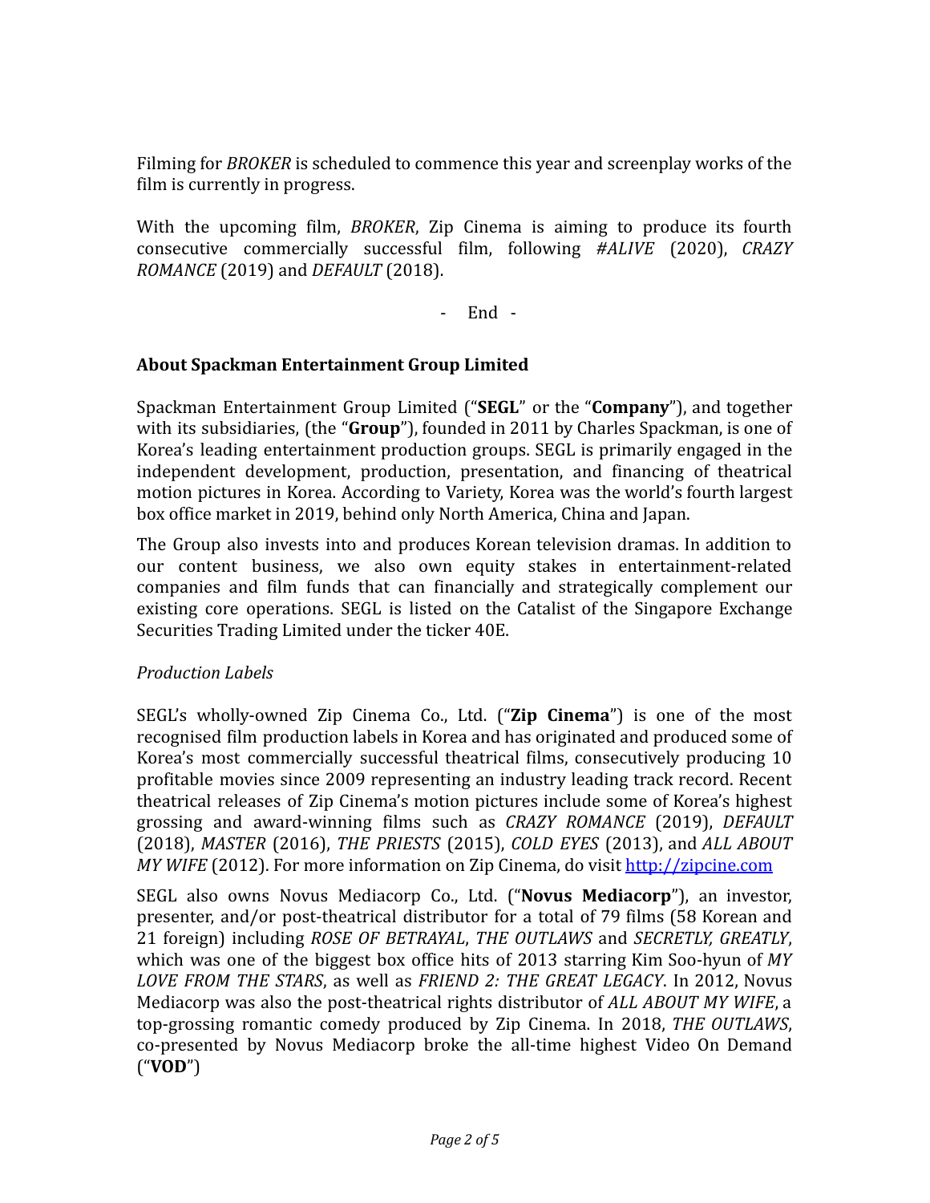Filming for *BROKER* is scheduled to commence this year and screenplay works of the film is currently in progress.

With the upcoming film, *BROKER*, Zip Cinema is aiming to produce its fourth consecutive commercially successful film, following *#ALIVE* (2020), *CRAZY ROMANCE* (2019) and *DEFAULT* (2018).

\- End -

**About Spackman Entertainment Group Limited**

Spackman Entertainment Group Limited ("**SEGL**" or the "**Company**"), and together with its subsidiaries, (the "**Group**"), founded in 2011 by Charles Spackman, is one of Korea's leading entertainment production groups. SEGL is primarily engaged in the independent development, production, presentation, and financing of theatrical motion pictures in Korea. According to Variety, Korea was the world's fourth largest box office market in 2019, behind only North America, China and Japan.

The Group also invests into and produces Korean television dramas. In addition to our content business, we also own equity stakes in entertainment-related companies and film funds that can financially and strategically complement our existing core operations. SEGL is listed on the Catalist of the Singapore Exchange Securities Trading Limited under the ticker 40E.

*Production Labels*

SEGL's wholly-owned Zip Cinema Co., Ltd. ("**Zip Cinema**") is one of the most recognised film production labels in Korea and has originated and produced some of Korea's most commercially successful theatrical films, consecutively producing 10 profitable movies since 2009 representing an industry leading track record. Recent theatrical releases of Zip Cinema's motion pictures include some of Korea's highest grossing and award-winning films such as *CRAZY ROMANCE* (2019), *DEFAULT* (2018), *MASTER* (2016), *THE PRIESTS* (2015), *COLD EYES* (2013), and *ALL ABOUT MY WIFE* (2012). For more information on Zip Cinema, do visit [http://zipcine.com](http://zipcine.com)

SEGL also owns Novus Mediacorp Co., Ltd. ("**Novus Mediacorp**"), an investor, presenter, and/or post-theatrical distributor for a total of 79 films (58 Korean and 21 foreign) including *ROSE OF BETRAYAL*, *THE OUTLAWS* and *SECRETLY, GREATLY*, which was one of the biggest box office hits of 2013 starring Kim Soo-hyun of *MY LOVE FROM THE STARS*, as well as *FRIEND 2: THE GREAT LEGACY*. In 2012, Novus Mediacorp was also the post-theatrical rights distributor of *ALL ABOUT MY WIFE*, a top-grossing romantic comedy produced by Zip Cinema. In 2018, *THE OUTLAWS*, co-presented by Novus Mediacorp broke the all-time highest Video On Demand ("**VOD**")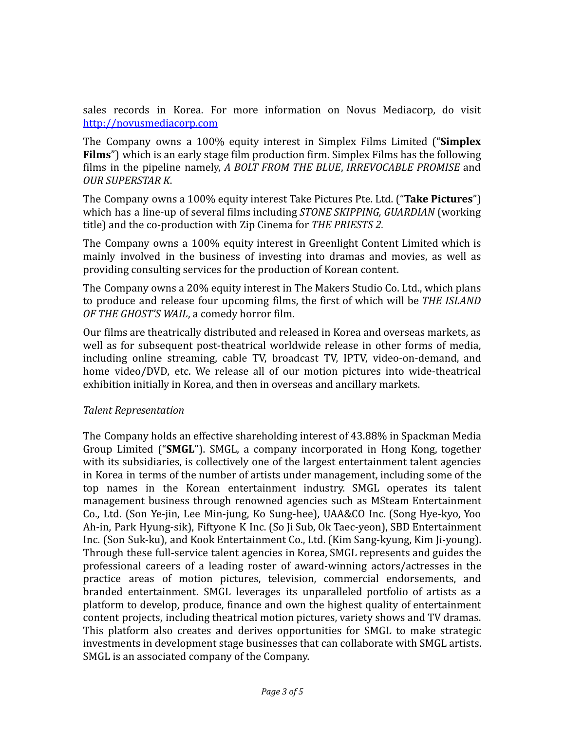sales records in Korea. For more information on Novus Mediacorp, do visit [http://novusmediacorp.com](http://novusmediacorp.com)

The Company owns a 100% equity interest in Simplex Films Limited ("**Simplex Films**") which is an early stage film production firm. Simplex Films has the following films in the pipeline namely, *A BOLT FROM THE BLUE*, *IRREVOCABLE PROMISE* and *OUR SUPERSTAR K*.

The Company owns a 100% equity interest Take Pictures Pte. Ltd. ("**Take Pictures**") which has a line-up of several films including *STONE SKIPPING, GUARDIAN* (working title) and the co-production with Zip Cinema for *THE PRIESTS 2.*

The Company owns a 100% equity interest in Greenlight Content Limited which is mainly involved in the business of investing into dramas and movies, as well as providing consulting services for the production of Korean content.

The Company owns a 20% equity interest in The Makers Studio Co. Ltd., which plans to produce and release four upcoming films, the first of which will be *THE ISLAND OF THE GHOST'S WAIL*, a comedy horror film.

Our films are theatrically distributed and released in Korea and overseas markets, as well as for subsequent post-theatrical worldwide release in other forms of media, including online streaming, cable TV, broadcast TV, IPTV, video-on-demand, and home video/DVD, etc. We release all of our motion pictures into wide-theatrical exhibition initially in Korea, and then in overseas and ancillary markets.

*Talent Representation*

The Company holds an effective shareholding interest of 43.88% in Spackman Media Group Limited ("**SMGL**"). SMGL, a company incorporated in Hong Kong, together with its subsidiaries, is collectively one of the largest entertainment talent agencies in Korea in terms of the number of artists under management, including some of the top names in the Korean entertainment industry. SMGL operates its talent management business through renowned agencies such as MSteam Entertainment Co., Ltd. (Son Ye-jin, Lee Min-jung, Ko Sung-hee), UAA&CO Inc. (Song Hye-kyo, Yoo Ah-in, Park Hyung-sik), Fiftyone K Inc. (So Ji Sub, Ok Taec-yeon), SBD Entertainment Inc. (Son Suk-ku), and Kook Entertainment Co., Ltd. (Kim Sang-kyung, Kim Ji-young). Through these full-service talent agencies in Korea, SMGL represents and guides the professional careers of a leading roster of award-winning actors/actresses in the practice areas of motion pictures, television, commercial endorsements, and branded entertainment. SMGL leverages its unparalleled portfolio of artists as a platform to develop, produce, finance and own the highest quality of entertainment content projects, including theatrical motion pictures, variety shows and TV dramas. This platform also creates and derives opportunities for SMGL to make strategic investments in development stage businesses that can collaborate with SMGL artists. SMGL is an associated company of the Company.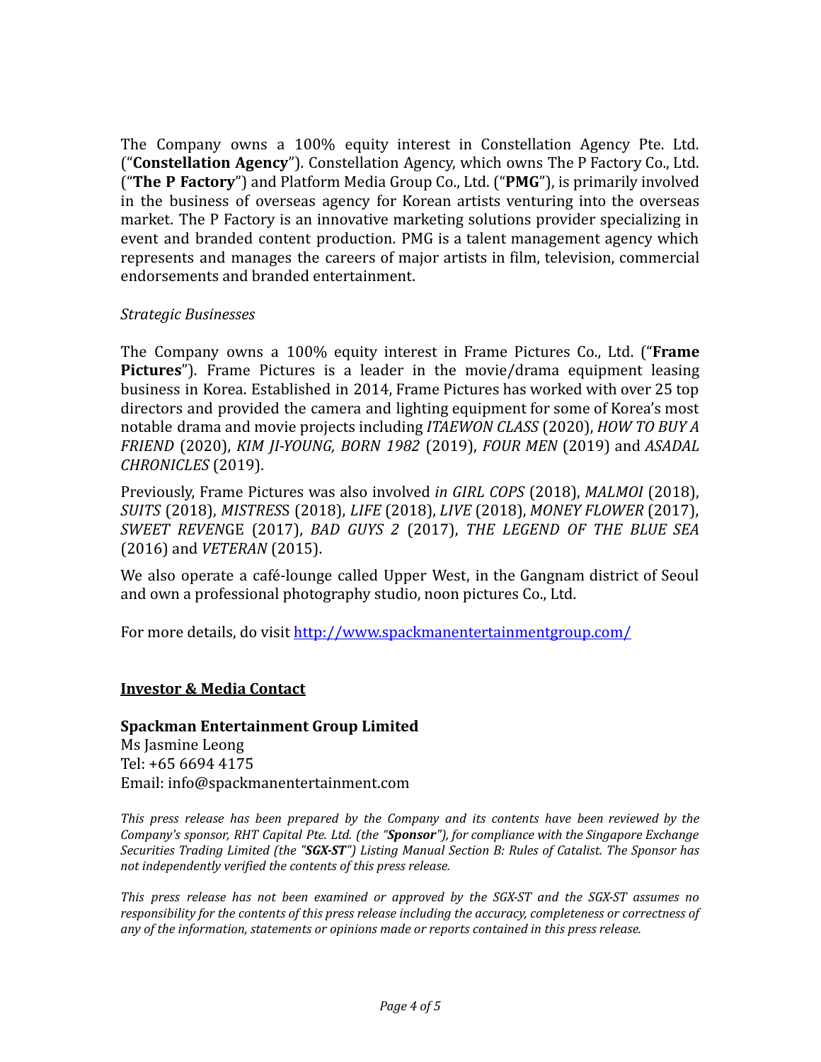The Company owns a 100% equity interest in Constellation Agency Pte. Ltd. ("**Constellation Agency**"). Constellation Agency, which owns The P Factory Co., Ltd. ("**The P Factory**") and Platform Media Group Co., Ltd. ("**PMG**"), is primarily involved in the business of overseas agency for Korean artists venturing into the overseas market. The P Factory is an innovative marketing solutions provider specializing in event and branded content production. PMG is a talent management agency which represents and manages the careers of major artists in film, television, commercial endorsements and branded entertainment.

*Strategic Businesses*

The Company owns a 100% equity interest in Frame Pictures Co., Ltd. ("**Frame Pictures**"). Frame Pictures is a leader in the movie/drama equipment leasing business in Korea. Established in 2014, Frame Pictures has worked with over 25 top directors and provided the camera and lighting equipment for some of Korea's most notable drama and movie projects including *ITAEWON CLASS* (2020), *HOW TO BUY A FRIEND* (2020), *KIM JI-YOUNG, BORN 1982* (2019), *FOUR MEN* (2019) and *ASADAL CHRONICLES* (2019).

Previously, Frame Pictures was also involved *in GIRL COPS* (2018), *MALMOI* (2018), *SUITS* (2018), *MISTRESS* (2018), *LIFE* (2018), *LIVE* (2018), *MONEY FLOWER* (2017), *SWEET REVENGE* (2017), *BAD GUYS 2* (2017), *THE LEGEND OF THE BLUE SEA* (2016) and *VETERAN* (2015).

We also operate a café-lounge called Upper West, in the Gangnam district of Seoul and own a professional photography studio, noon pictures Co., Ltd.

For more details, do visit [http://www.spackmanentertainmentgroup.com/](http://www.spackmanentertainmentgroup.com/)

**Investor & Media Contact**

**Spackman Entertainment Group Limited**
Ms Jasmine Leong
Tel: +65 6694 4175
Email: info@spackmanentertainment.com

*This press release has been prepared by the Company and its contents have been reviewed by the Company's sponsor, RHT Capital Pte. Ltd. (the "**Sponsor**"), for compliance with the Singapore Exchange Securities Trading Limited (the "**SGX-ST**") Listing Manual Section B: Rules of Catalist. The Sponsor has not independently verified the contents of this press release.*

*This press release has not been examined or approved by the SGX-ST and the SGX-ST assumes no responsibility for the contents of this press release including the accuracy, completeness or correctness of any of the information, statements or opinions made or reports contained in this press release.*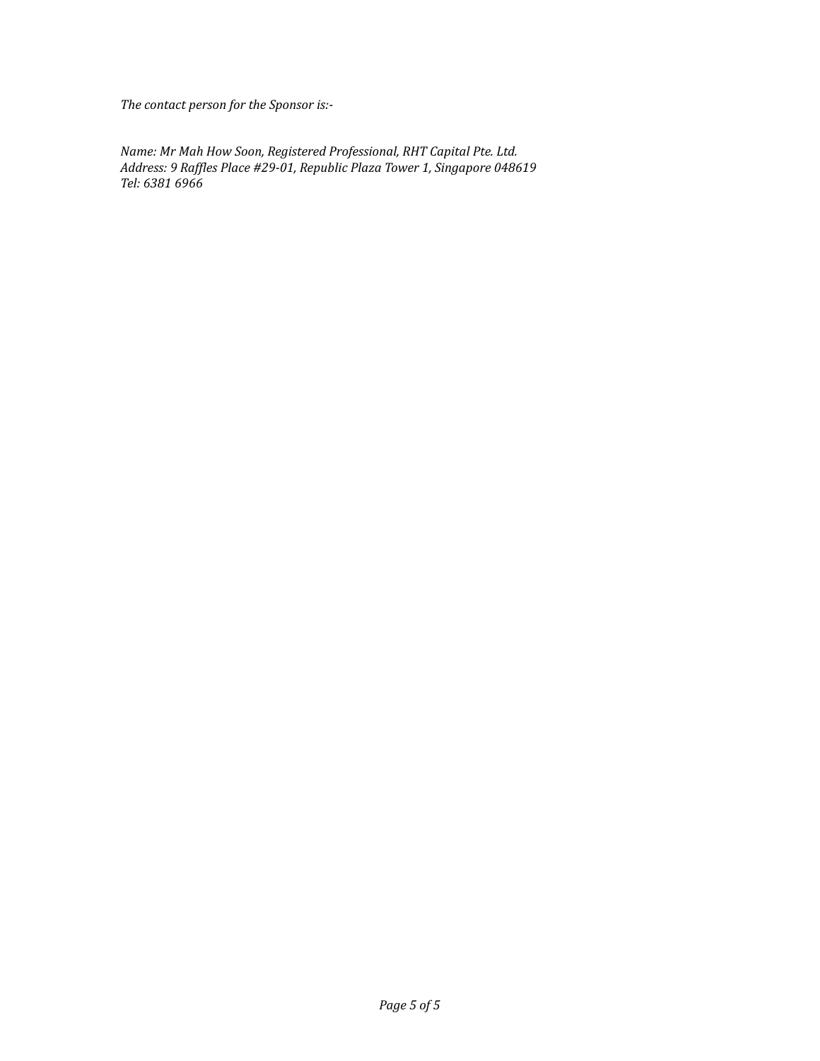*The contact person for the Sponsor is:-*

*Name: Mr Mah How Soon, Registered Professional, RHT Capital Pte. Ltd.*
*Address: 9 Raffles Place #29-01, Republic Plaza Tower 1, Singapore 048619*
*Tel: 6381 6966*